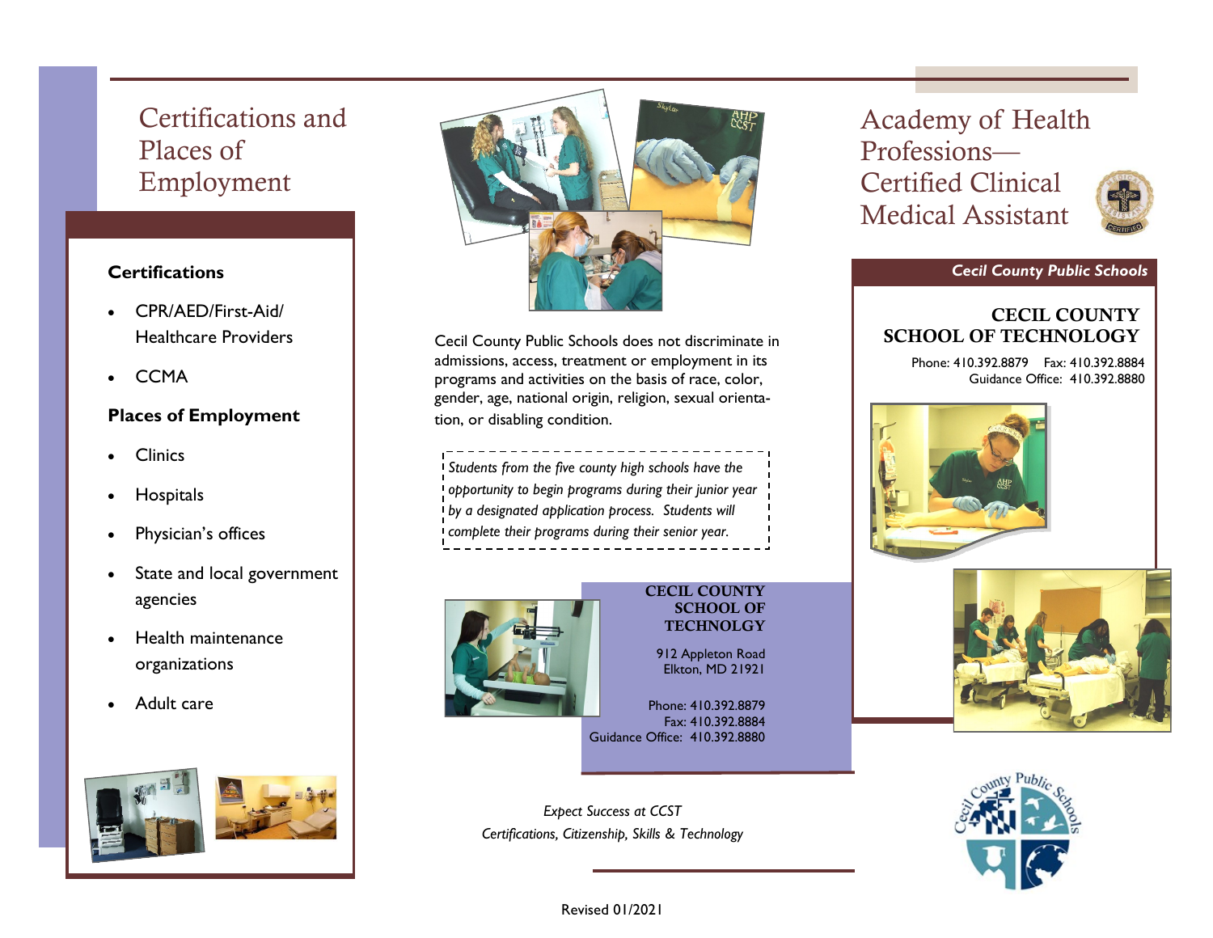# Certifications and Places of Employment

### Certifications

- CPR/AED/First-Aid/ Healthcare Providers
- CCMA

### Places of Employment

- Clinics
- Hospitals
- Physician's offices
- State and local government agencies
- Health maintenance organizations
- Adult care

Cecil County Public Schools does not discriminate in admissions, access, treatment or employment in its programs and activities on the basis of race, color, gender, age, national origin, religion, sexual orientation, or disabling condition.

*Students from the five county high schools have the opportunity to begin programs during their junior year by a designated application process. Students will complete their programs during their senior year.*

**CECIL COUNTY SCHOOL OF TECHNOLGY**

912 Appleton Road
Elkton, MD 21921

Phone: 410.392.8879
Fax: 410.392.8884
Guidance Office: 410.392.8880

*Expect Success at CCST*
*Certifications, Citizenship, Skills & Technology*

Revised 01/2021

# Academy of Health Professions— Certified Clinical Medical Assistant

***Cecil County Public Schools***

## CECIL COUNTY SCHOOL OF TECHNOLOGY

Phone: 410.392.8879 Fax: 410.392.8884
Guidance Office: 410.392.8880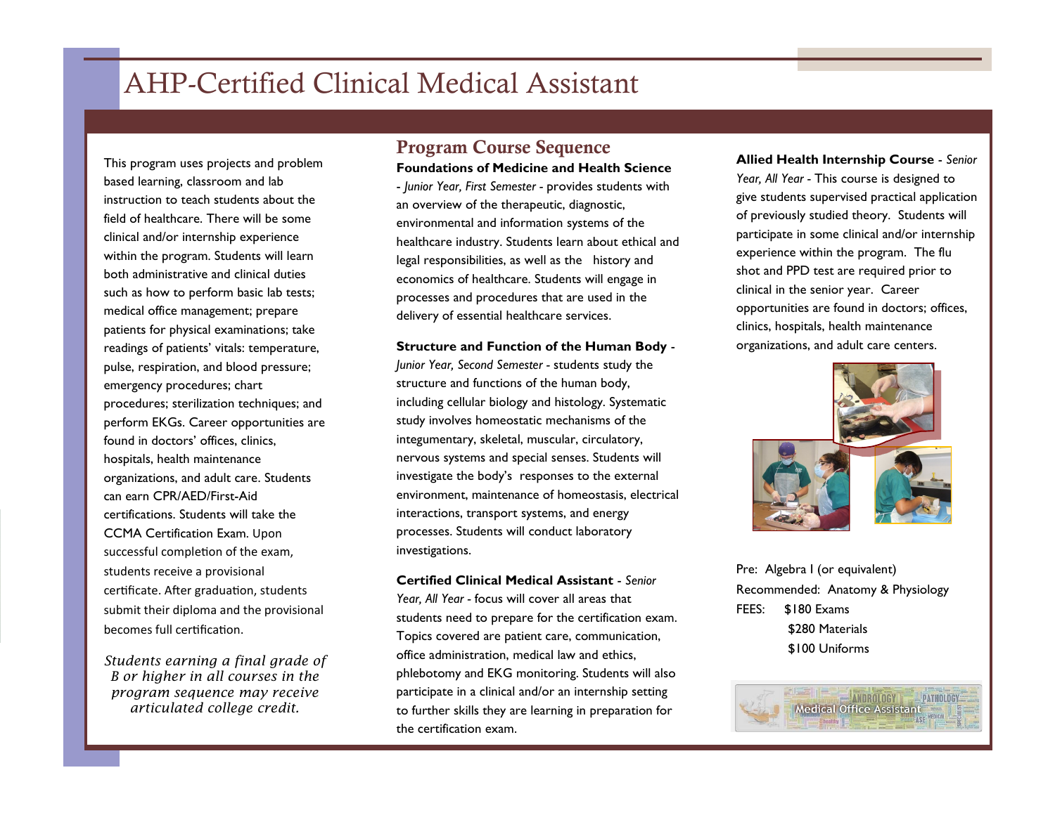# AHP-Certified Clinical Medical Assistant

This program uses projects and problem based learning, classroom and lab instruction to teach students about the field of healthcare. There will be some clinical and/or internship experience within the program. Students will learn both administrative and clinical duties such as how to perform basic lab tests; medical office management; prepare patients for physical examinations; take readings of patients' vitals: temperature, pulse, respiration, and blood pressure; emergency procedures; chart procedures; sterilization techniques; and perform EKGs. Career opportunities are found in doctors' offices, clinics, hospitals, health maintenance organizations, and adult care. Students can earn CPR/AED/First-Aid certifications. Students will take the CCMA Certification Exam. Upon successful completion of the exam, students receive a provisional certificate. After graduation, students submit their diploma and the provisional becomes full certification.

*Students earning a final grade of B or higher in all courses in the program sequence may receive articulated college credit.*

## Program Course Sequence

**Foundations of Medicine and Health Science** - *Junior Year, First Semester* - provides students with an overview of the therapeutic, diagnostic, environmental and information systems of the healthcare industry. Students learn about ethical and legal responsibilities, as well as the history and economics of healthcare. Students will engage in processes and procedures that are used in the delivery of essential healthcare services.

**Structure and Function of the Human Body** - *Junior Year, Second Semester* - students study the structure and functions of the human body, including cellular biology and histology. Systematic study involves homeostatic mechanisms of the integumentary, skeletal, muscular, circulatory, nervous systems and special senses. Students will investigate the body's responses to the external environment, maintenance of homeostasis, electrical interactions, transport systems, and energy processes. Students will conduct laboratory investigations.

**Certified Clinical Medical Assistant** - *Senior Year, All Year* - focus will cover all areas that students need to prepare for the certification exam. Topics covered are patient care, communication, office administration, medical law and ethics, phlebotomy and EKG monitoring. Students will also participate in a clinical and/or an internship setting to further skills they are learning in preparation for the certification exam.

**Allied Health Internship Course** - *Senior Year, All Year* - This course is designed to give students supervised practical application of previously studied theory. Students will participate in some clinical and/or internship experience within the program. The flu shot and PPD test are required prior to clinical in the senior year. Career opportunities are found in doctors; offices, clinics, hospitals, health maintenance organizations, and adult care centers.

Pre: Algebra I (or equivalent)
Recommended: Anatomy & Physiology
FEES: $180 Exams
$280 Materials
$100 Uniforms

Medical Office Assistant